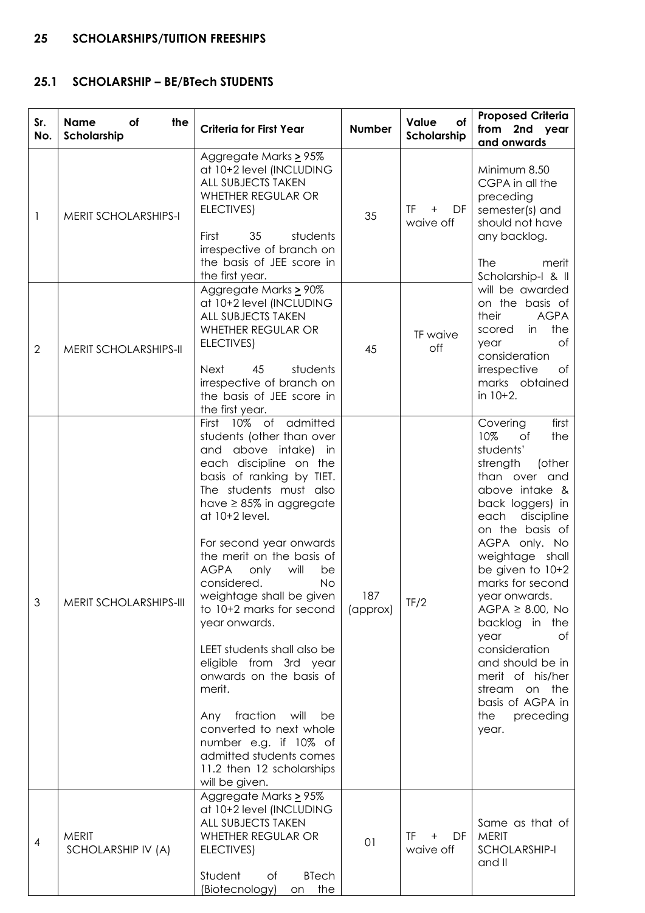## 25 SCHOLARSHIPS/TUITION FREESHIPS

### 25.1 SCHOLARSHIP – BE/BTech STUDENTS

| Sr. No. | Name of the Scholarship | Criteria for First Year | Number | Value of Scholarship | Proposed Criteria from 2nd year and onwards |
|---|---|---|---|---|---|
| 1 | MERIT SCHOLARSHIPS-I | Aggregate Marks ≥ 95% at 10+2 level (INCLUDING ALL SUBJECTS TAKEN WHETHER REGULAR OR ELECTIVES)<br><br>First 35 students irrespective of branch on the basis of JEE score in the first year. | 35 | TF + DF waive off | Minimum 8.50 CGPA in all the preceding semester(s) and should not have any backlog.<br><br>The merit Scholarship-I & II will be awarded on the basis of their AGPA scored in the year of consideration irrespective of marks obtained in 10+2. |
| 2 | MERIT SCHOLARSHIPS-II | Aggregate Marks ≥ 90% at 10+2 level (INCLUDING ALL SUBJECTS TAKEN WHETHER REGULAR OR ELECTIVES)<br><br>Next 45 students irrespective of branch on the basis of JEE score in the first year. | 45 | TF waive off | |
| 3 | MERIT SCHOLARSHIPS-III | First 10% of admitted students (other than over and above intake) in each discipline on the basis of ranking by TIET. The students must also have ≥ 85% in aggregate at 10+2 level.<br><br>For second year onwards the merit on the basis of AGPA only will be considered. No weightage shall be given to 10+2 marks for second year onwards.<br><br>LEET students shall also be eligible from 3rd year onwards on the basis of merit.<br><br>Any fraction will be converted to next whole number e.g. if 10% of admitted students comes 11.2 then 12 scholarships will be given. | 187 (approx) | TF/2 | Covering first 10% of the students' strength (other than over and above intake & back loggers) in each discipline on the basis of AGPA only. No weightage shall be given to 10+2 marks for second year onwards. AGPA ≥ 8.00, No backlog in the year of consideration and should be in merit of his/her stream on the basis of AGPA in the preceding year. |
| 4 | MERIT SCHOLARSHIP IV (A) | Aggregate Marks ≥ 95% at 10+2 level (INCLUDING ALL SUBJECTS TAKEN WHETHER REGULAR OR ELECTIVES)<br><br>Student of BTech (Biotecnology) on the | 01 | TF + DF waive off | Same as that of MERIT SCHOLARSHIP-I and II |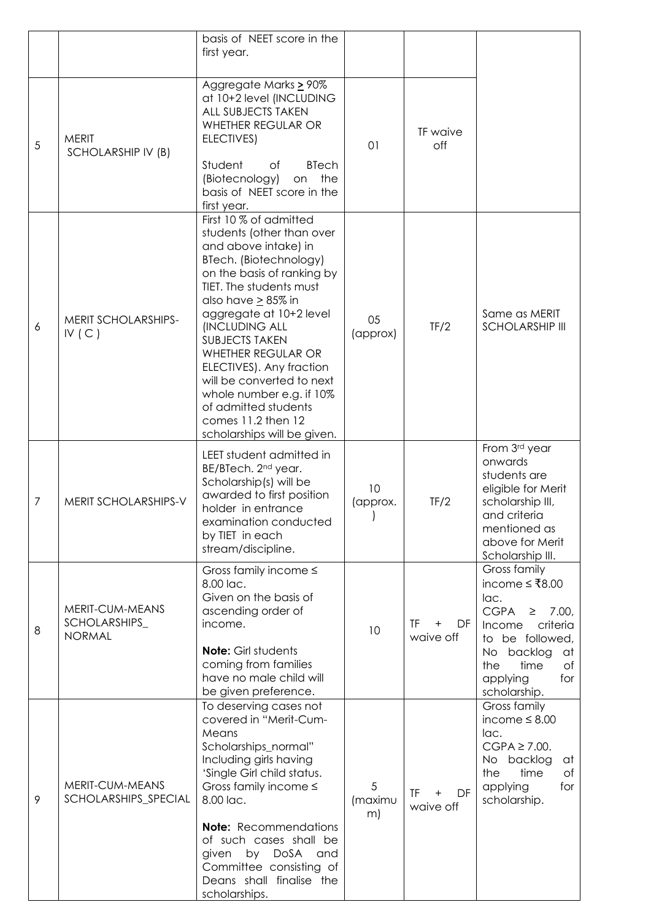| | | basis of NEET score in the first year. | | | |
|---|---|---|---|---|---|
| 5 | MERIT SCHOLARSHIP IV (B) | Aggregate Marks ≥ 90% at 10+2 level (INCLUDING ALL SUBJECTS TAKEN WHETHER REGULAR OR ELECTIVES)<br><br>Student of BTech (Biotecnology) on the basis of NEET score in the first year. | 01 | TF waive off | |
| 6 | MERIT SCHOLARSHIPS-IV ( C ) | First 10 % of admitted students (other than over and above intake) in BTech. (Biotechnology) on the basis of ranking by TIET. The students must also have ≥ 85% in aggregate at 10+2 level (INCLUDING ALL SUBJECTS TAKEN WHETHER REGULAR OR ELECTIVES). Any fraction will be converted to next whole number e.g. if 10% of admitted students comes 11.2 then 12 scholarships will be given. | 05 (approx) | TF/2 | Same as MERIT SCHOLARSHIP III |
| 7 | MERIT SCHOLARSHIPS-V | LEET student admitted in BE/BTech. 2nd year. Scholarship(s) will be awarded to first position holder in entrance examination conducted by TIET in each stream/discipline. | 10 (approx.) | TF/2 | From 3rd year onwards students are eligible for Merit scholarship III, and criteria mentioned as above for Merit Scholarship III. |
| 8 | MERIT-CUM-MEANS SCHOLARSHIPS_ NORMAL | Gross family income ≤ 8.00 lac.<br>Given on the basis of ascending order of income.<br><br>**Note:** Girl students coming from families have no male child will be given preference. | 10 | TF + DF waive off | Gross family income ≤ ₹8.00 lac.<br>CGPA ≥ 7.00, Income criteria to be followed, No backlog at the time of applying for scholarship. |
| 9 | MERIT-CUM-MEANS SCHOLARSHIPS_SPECIAL | To deserving cases not covered in "Merit-Cum-Means Scholarships_normal" Including girls having 'Single Girl child status. Gross family income ≤ 8.00 lac.<br><br>**Note:** Recommendations of such cases shall be given by DoSA and Committee consisting of Deans shall finalise the scholarships. | 5 (maximum) | TF + DF waive off | Gross family income ≤ 8.00 lac.<br>CGPA ≥ 7.00.<br>No backlog at the time of applying for scholarship. |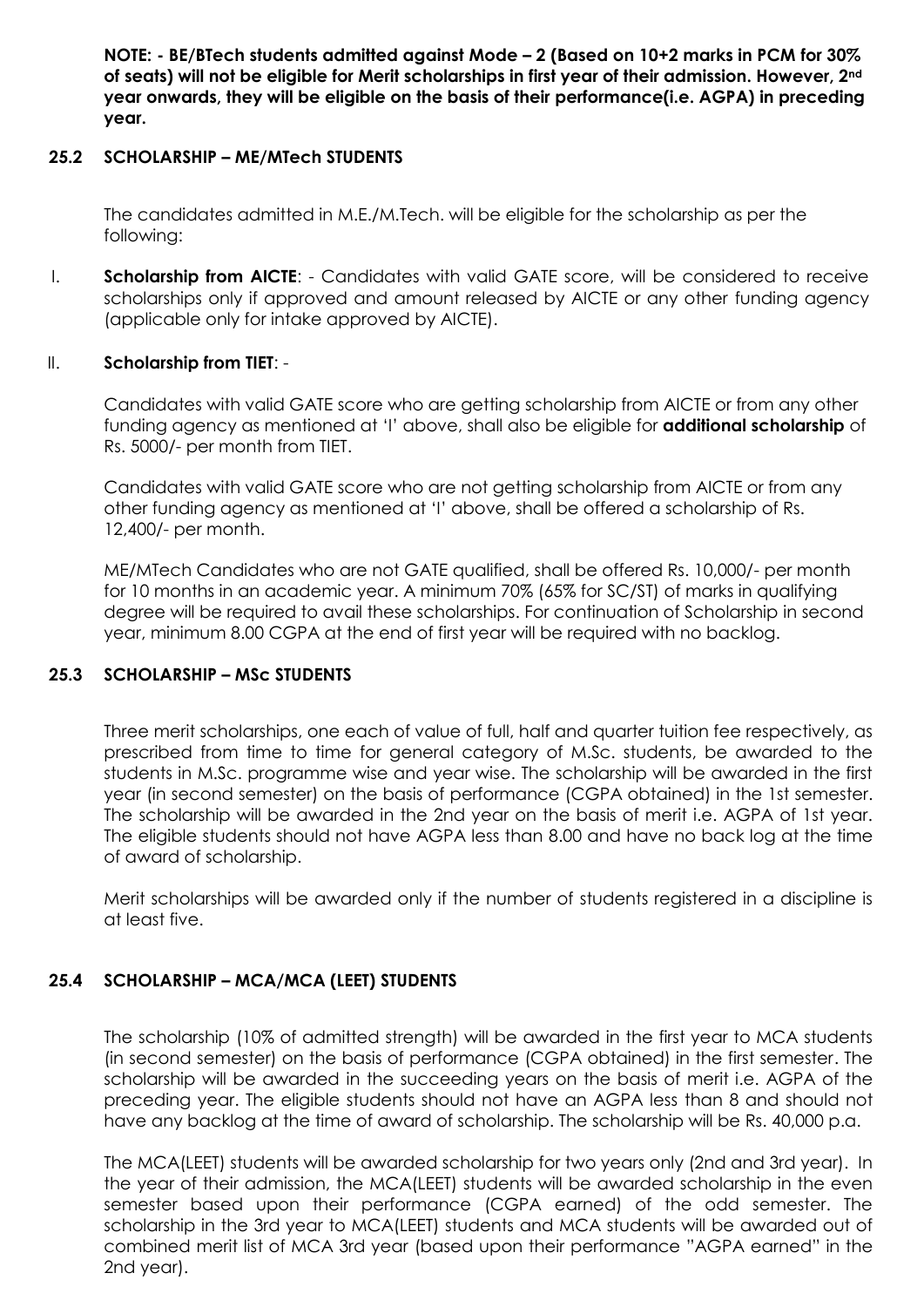**NOTE: - BE/BTech students admitted against Mode – 2 (Based on 10+2 marks in PCM for 30% of seats) will not be eligible for Merit scholarships in first year of their admission. However, 2nd year onwards, they will be eligible on the basis of their performance(i.e. AGPA) in preceding year.**

### 25.2 SCHOLARSHIP – ME/MTech STUDENTS

The candidates admitted in M.E./M.Tech. will be eligible for the scholarship as per the following:

I. **Scholarship from AICTE**: - Candidates with valid GATE score, will be considered to receive scholarships only if approved and amount released by AICTE or any other funding agency (applicable only for intake approved by AICTE).

II. **Scholarship from TIET**: -

Candidates with valid GATE score who are getting scholarship from AICTE or from any other funding agency as mentioned at 'I' above, shall also be eligible for **additional scholarship** of Rs. 5000/- per month from TIET.

Candidates with valid GATE score who are not getting scholarship from AICTE or from any other funding agency as mentioned at 'I' above, shall be offered a scholarship of Rs. 12,400/- per month.

ME/MTech Candidates who are not GATE qualified, shall be offered Rs. 10,000/- per month for 10 months in an academic year. A minimum 70% (65% for SC/ST) of marks in qualifying degree will be required to avail these scholarships. For continuation of Scholarship in second year, minimum 8.00 CGPA at the end of first year will be required with no backlog.

### 25.3 SCHOLARSHIP – MSc STUDENTS

Three merit scholarships, one each of value of full, half and quarter tuition fee respectively, as prescribed from time to time for general category of M.Sc. students, be awarded to the students in M.Sc. programme wise and year wise. The scholarship will be awarded in the first year (in second semester) on the basis of performance (CGPA obtained) in the 1st semester. The scholarship will be awarded in the 2nd year on the basis of merit i.e. AGPA of 1st year. The eligible students should not have AGPA less than 8.00 and have no back log at the time of award of scholarship.

Merit scholarships will be awarded only if the number of students registered in a discipline is at least five.

### 25.4 SCHOLARSHIP – MCA/MCA (LEET) STUDENTS

The scholarship (10% of admitted strength) will be awarded in the first year to MCA students (in second semester) on the basis of performance (CGPA obtained) in the first semester. The scholarship will be awarded in the succeeding years on the basis of merit i.e. AGPA of the preceding year. The eligible students should not have an AGPA less than 8 and should not have any backlog at the time of award of scholarship. The scholarship will be Rs. 40,000 p.a.

The MCA(LEET) students will be awarded scholarship for two years only (2nd and 3rd year). In the year of their admission, the MCA(LEET) students will be awarded scholarship in the even semester based upon their performance (CGPA earned) of the odd semester. The scholarship in the 3rd year to MCA(LEET) students and MCA students will be awarded out of combined merit list of MCA 3rd year (based upon their performance "AGPA earned" in the 2nd year).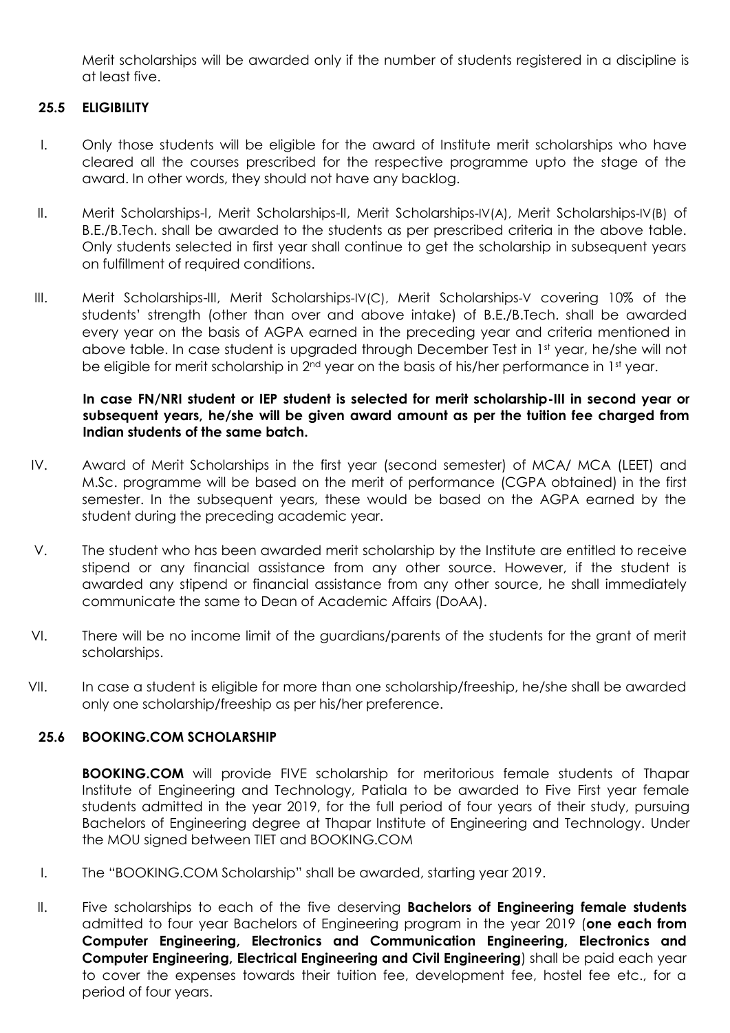Merit scholarships will be awarded only if the number of students registered in a discipline is at least five.

### 25.5 ELIGIBILITY

I. Only those students will be eligible for the award of Institute merit scholarships who have cleared all the courses prescribed for the respective programme upto the stage of the award. In other words, they should not have any backlog.

II. Merit Scholarships-I, Merit Scholarships-II, Merit Scholarships-IV(A), Merit Scholarships-IV(B) of B.E./B.Tech. shall be awarded to the students as per prescribed criteria in the above table. Only students selected in first year shall continue to get the scholarship in subsequent years on fulfillment of required conditions.

III. Merit Scholarships-III, Merit Scholarships-IV(C), Merit Scholarships-V covering 10% of the students' strength (other than over and above intake) of B.E./B.Tech. shall be awarded every year on the basis of AGPA earned in the preceding year and criteria mentioned in above table. In case student is upgraded through December Test in 1st year, he/she will not be eligible for merit scholarship in 2nd year on the basis of his/her performance in 1st year.

**In case FN/NRI student or IEP student is selected for merit scholarship-III in second year or subsequent years, he/she will be given award amount as per the tuition fee charged from Indian students of the same batch.**

IV. Award of Merit Scholarships in the first year (second semester) of MCA/ MCA (LEET) and M.Sc. programme will be based on the merit of performance (CGPA obtained) in the first semester. In the subsequent years, these would be based on the AGPA earned by the student during the preceding academic year.

V. The student who has been awarded merit scholarship by the Institute are entitled to receive stipend or any financial assistance from any other source. However, if the student is awarded any stipend or financial assistance from any other source, he shall immediately communicate the same to Dean of Academic Affairs (DoAA).

VI. There will be no income limit of the guardians/parents of the students for the grant of merit scholarships.

VII. In case a student is eligible for more than one scholarship/freeship, he/she shall be awarded only one scholarship/freeship as per his/her preference.

### 25.6 BOOKING.COM SCHOLARSHIP

**BOOKING.COM** will provide FIVE scholarship for meritorious female students of Thapar Institute of Engineering and Technology, Patiala to be awarded to Five First year female students admitted in the year 2019, for the full period of four years of their study, pursuing Bachelors of Engineering degree at Thapar Institute of Engineering and Technology. Under the MOU signed between TIET and BOOKING.COM

I. The "BOOKING.COM Scholarship" shall be awarded, starting year 2019.

II. Five scholarships to each of the five deserving **Bachelors of Engineering female students** admitted to four year Bachelors of Engineering program in the year 2019 (**one each from Computer Engineering, Electronics and Communication Engineering, Electronics and Computer Engineering, Electrical Engineering and Civil Engineering**) shall be paid each year to cover the expenses towards their tuition fee, development fee, hostel fee etc., for a period of four years.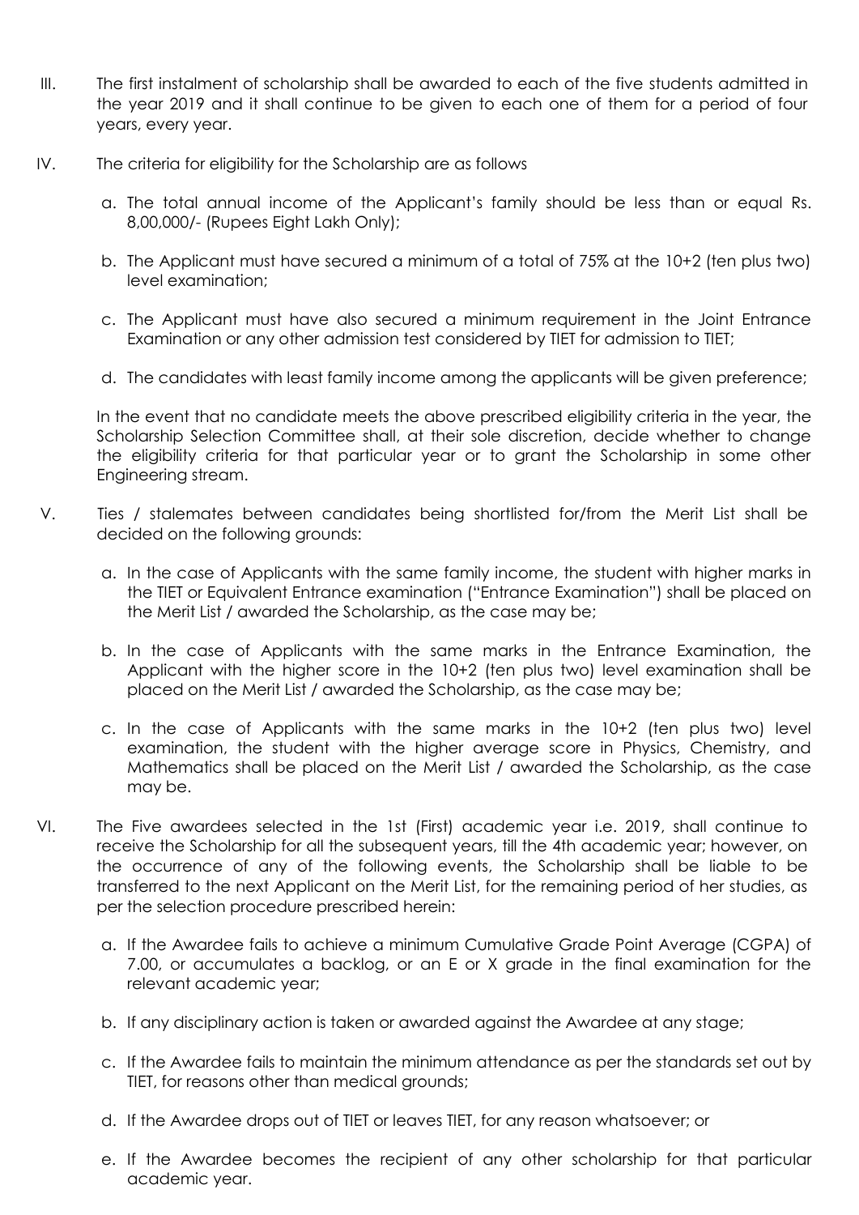III. The first instalment of scholarship shall be awarded to each of the five students admitted in the year 2019 and it shall continue to be given to each one of them for a period of four years, every year.

IV. The criteria for eligibility for the Scholarship are as follows

   a. The total annual income of the Applicant's family should be less than or equal Rs. 8,00,000/- (Rupees Eight Lakh Only);

   b. The Applicant must have secured a minimum of a total of 75% at the 10+2 (ten plus two) level examination;

   c. The Applicant must have also secured a minimum requirement in the Joint Entrance Examination or any other admission test considered by TIET for admission to TIET;

   d. The candidates with least family income among the applicants will be given preference;

   In the event that no candidate meets the above prescribed eligibility criteria in the year, the Scholarship Selection Committee shall, at their sole discretion, decide whether to change the eligibility criteria for that particular year or to grant the Scholarship in some other Engineering stream.

V. Ties / stalemates between candidates being shortlisted for/from the Merit List shall be decided on the following grounds:

   a. In the case of Applicants with the same family income, the student with higher marks in the TIET or Equivalent Entrance examination ("Entrance Examination") shall be placed on the Merit List / awarded the Scholarship, as the case may be;

   b. In the case of Applicants with the same marks in the Entrance Examination, the Applicant with the higher score in the 10+2 (ten plus two) level examination shall be placed on the Merit List / awarded the Scholarship, as the case may be;

   c. In the case of Applicants with the same marks in the 10+2 (ten plus two) level examination, the student with the higher average score in Physics, Chemistry, and Mathematics shall be placed on the Merit List / awarded the Scholarship, as the case may be.

VI. The Five awardees selected in the 1st (First) academic year i.e. 2019, shall continue to receive the Scholarship for all the subsequent years, till the 4th academic year; however, on the occurrence of any of the following events, the Scholarship shall be liable to be transferred to the next Applicant on the Merit List, for the remaining period of her studies, as per the selection procedure prescribed herein:

   a. If the Awardee fails to achieve a minimum Cumulative Grade Point Average (CGPA) of 7.00, or accumulates a backlog, or an E or X grade in the final examination for the relevant academic year;

   b. If any disciplinary action is taken or awarded against the Awardee at any stage;

   c. If the Awardee fails to maintain the minimum attendance as per the standards set out by TIET, for reasons other than medical grounds;

   d. If the Awardee drops out of TIET or leaves TIET, for any reason whatsoever; or

   e. If the Awardee becomes the recipient of any other scholarship for that particular academic year.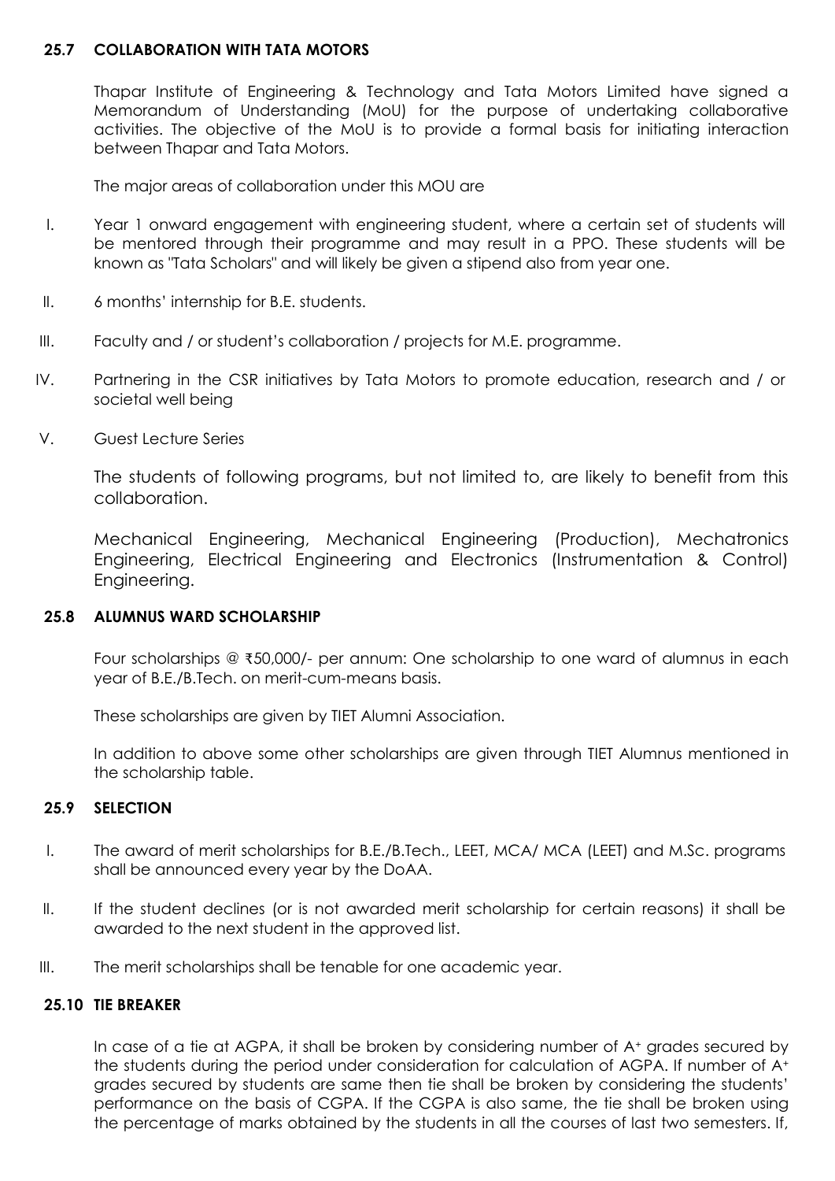### 25.7 COLLABORATION WITH TATA MOTORS

Thapar Institute of Engineering & Technology and Tata Motors Limited have signed a Memorandum of Understanding (MoU) for the purpose of undertaking collaborative activities. The objective of the MoU is to provide a formal basis for initiating interaction between Thapar and Tata Motors.

The major areas of collaboration under this MOU are

I. Year 1 onward engagement with engineering student, where a certain set of students will be mentored through their programme and may result in a PPO. These students will be known as "Tata Scholars" and will likely be given a stipend also from year one.

II. 6 months' internship for B.E. students.

III. Faculty and / or student's collaboration / projects for M.E. programme.

IV. Partnering in the CSR initiatives by Tata Motors to promote education, research and / or societal well being

V. Guest Lecture Series

The students of following programs, but not limited to, are likely to benefit from this collaboration.

Mechanical Engineering, Mechanical Engineering (Production), Mechatronics Engineering, Electrical Engineering and Electronics (Instrumentation & Control) Engineering.

### 25.8 ALUMNUS WARD SCHOLARSHIP

Four scholarships @ ₹50,000/- per annum: One scholarship to one ward of alumnus in each year of B.E./B.Tech. on merit-cum-means basis.

These scholarships are given by TIET Alumni Association.

In addition to above some other scholarships are given through TIET Alumnus mentioned in the scholarship table.

### 25.9 SELECTION

I. The award of merit scholarships for B.E./B.Tech., LEET, MCA/ MCA (LEET) and M.Sc. programs shall be announced every year by the DoAA.

II. If the student declines (or is not awarded merit scholarship for certain reasons) it shall be awarded to the next student in the approved list.

III. The merit scholarships shall be tenable for one academic year.

### 25.10 TIE BREAKER

In case of a tie at AGPA, it shall be broken by considering number of A+ grades secured by the students during the period under consideration for calculation of AGPA. If number of A+ grades secured by students are same then tie shall be broken by considering the students' performance on the basis of CGPA. If the CGPA is also same, the tie shall be broken using the percentage of marks obtained by the students in all the courses of last two semesters. If,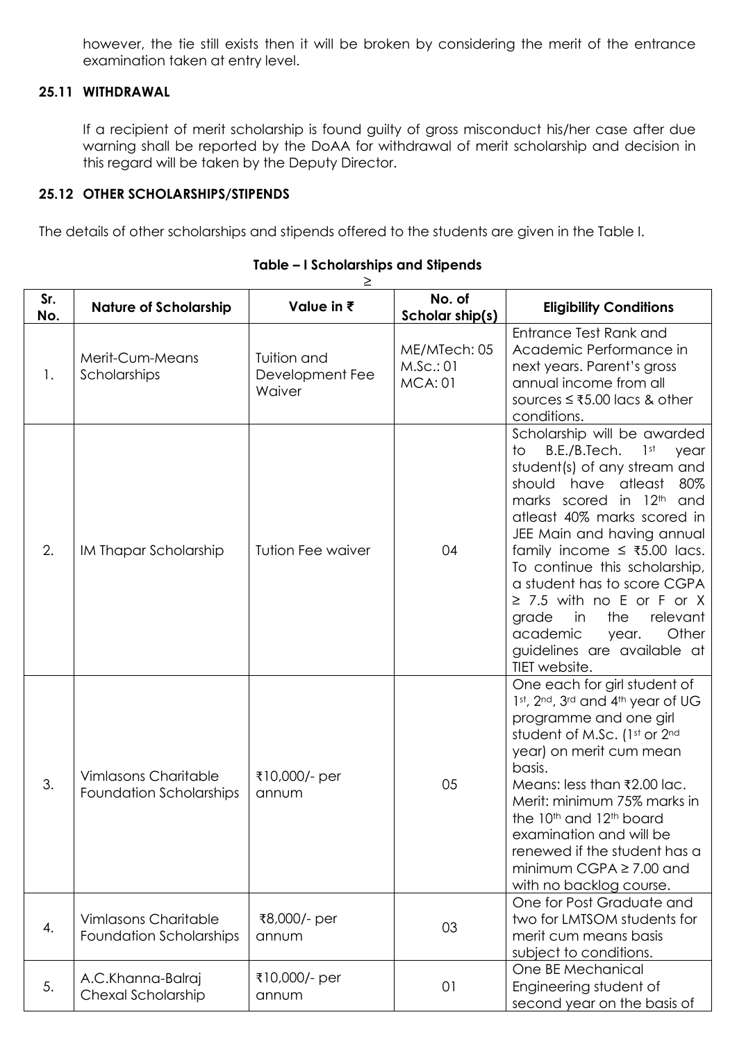however, the tie still exists then it will be broken by considering the merit of the entrance examination taken at entry level.

### 25.11 WITHDRAWAL

If a recipient of merit scholarship is found guilty of gross misconduct his/her case after due warning shall be reported by the DoAA for withdrawal of merit scholarship and decision in this regard will be taken by the Deputy Director.

### 25.12 OTHER SCHOLARSHIPS/STIPENDS

The details of other scholarships and stipends offered to the students are given in the Table I.

**Table – I Scholarships and Stipends**

≥

| Sr. No. | Nature of Scholarship | Value in ₹ | No. of Scholar ship(s) | Eligibility Conditions |
|---|---|---|---|---|
| 1. | Merit-Cum-Means Scholarships | Tuition and Development Fee Waiver | ME/MTech: 05<br>M.Sc.: 01<br>MCA: 01 | Entrance Test Rank and Academic Performance in next years. Parent's gross annual income from all sources ≤ ₹5.00 lacs & other conditions. |
| 2. | IM Thapar Scholarship | Tution Fee waiver | 04 | Scholarship will be awarded to B.E./B.Tech. 1st year student(s) of any stream and should have atleast 80% marks scored in 12th and atleast 40% marks scored in JEE Main and having annual family income ≤ ₹5.00 lacs. To continue this scholarship, a student has to score CGPA ≥ 7.5 with no E or F or X grade in the relevant academic year. Other guidelines are available at TIET website. |
| 3. | Vimlasons Charitable Foundation Scholarships | ₹10,000/- per annum | 05 | One each for girl student of 1st, 2nd, 3rd and 4th year of UG programme and one girl student of M.Sc. (1st or 2nd year) on merit cum mean basis.<br>Means: less than ₹2.00 lac.<br>Merit: minimum 75% marks in the 10th and 12th board examination and will be renewed if the student has a minimum CGPA ≥ 7.00 and with no backlog course. |
| 4. | Vimlasons Charitable Foundation Scholarships | ₹8,000/- per annum | 03 | One for Post Graduate and two for LMTSOM students for merit cum means basis subject to conditions. |
| 5. | A.C.Khanna-Balraj Chexal Scholarship | ₹10,000/- per annum | 01 | One BE Mechanical Engineering student of second year on the basis of |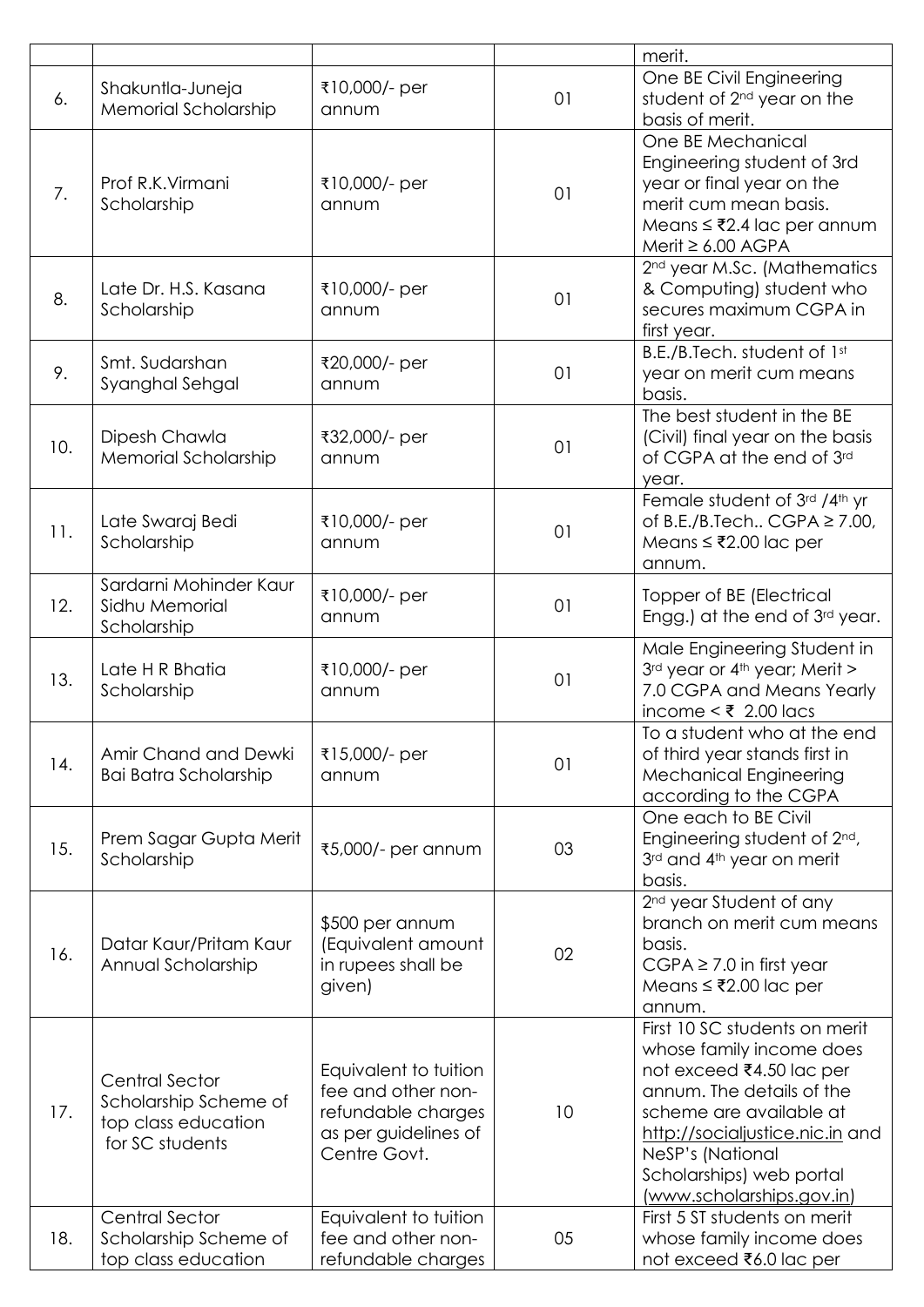|  |  |  |  | merit. |
|---|---|---|---|---|
| 6. | Shakuntla-Juneja Memorial Scholarship | ₹10,000/- per annum | 01 | One BE Civil Engineering student of 2nd year on the basis of merit. |
| 7. | Prof R.K.Virmani Scholarship | ₹10,000/- per annum | 01 | One BE Mechanical Engineering student of 3rd year or final year on the merit cum mean basis. Means ≤ ₹2.4 lac per annum Merit ≥ 6.00 AGPA |
| 8. | Late Dr. H.S. Kasana Scholarship | ₹10,000/- per annum | 01 | 2nd year M.Sc. (Mathematics & Computing) student who secures maximum CGPA in first year. |
| 9. | Smt. Sudarshan Syanghal Sehgal | ₹20,000/- per annum | 01 | B.E./B.Tech. student of 1st year on merit cum means basis. |
| 10. | Dipesh Chawla Memorial Scholarship | ₹32,000/- per annum | 01 | The best student in the BE (Civil) final year on the basis of CGPA at the end of 3rd year. |
| 11. | Late Swaraj Bedi Scholarship | ₹10,000/- per annum | 01 | Female student of 3rd /4th yr of B.E./B.Tech.. CGPA ≥ 7.00, Means ≤ ₹2.00 lac per annum. |
| 12. | Sardarni Mohinder Kaur Sidhu Memorial Scholarship | ₹10,000/- per annum | 01 | Topper of BE (Electrical Engg.) at the end of 3rd year. |
| 13. | Late H R Bhatia Scholarship | ₹10,000/- per annum | 01 | Male Engineering Student in 3rd year or 4th year; Merit > 7.0 CGPA and Means Yearly income < ₹ 2.00 lacs |
| 14. | Amir Chand and Dewki Bai Batra Scholarship | ₹15,000/- per annum | 01 | To a student who at the end of third year stands first in Mechanical Engineering according to the CGPA |
| 15. | Prem Sagar Gupta Merit Scholarship | ₹5,000/- per annum | 03 | One each to BE Civil Engineering student of 2nd, 3rd and 4th year on merit basis. |
| 16. | Datar Kaur/Pritam Kaur Annual Scholarship | $500 per annum (Equivalent amount in rupees shall be given) | 02 | 2nd year Student of any branch on merit cum means basis. CGPA ≥ 7.0 in first year Means ≤ ₹2.00 lac per annum. |
| 17. | Central Sector Scholarship Scheme of top class education for SC students | Equivalent to tuition fee and other non-refundable charges as per guidelines of Centre Govt. | 10 | First 10 SC students on merit whose family income does not exceed ₹4.50 lac per annum. The details of the scheme are available at http://socialjustice.nic.in and NeSP's (National Scholarships) web portal (www.scholarships.gov.in) |
| 18. | Central Sector Scholarship Scheme of top class education | Equivalent to tuition fee and other non-refundable charges | 05 | First 5 ST students on merit whose family income does not exceed ₹6.0 lac per |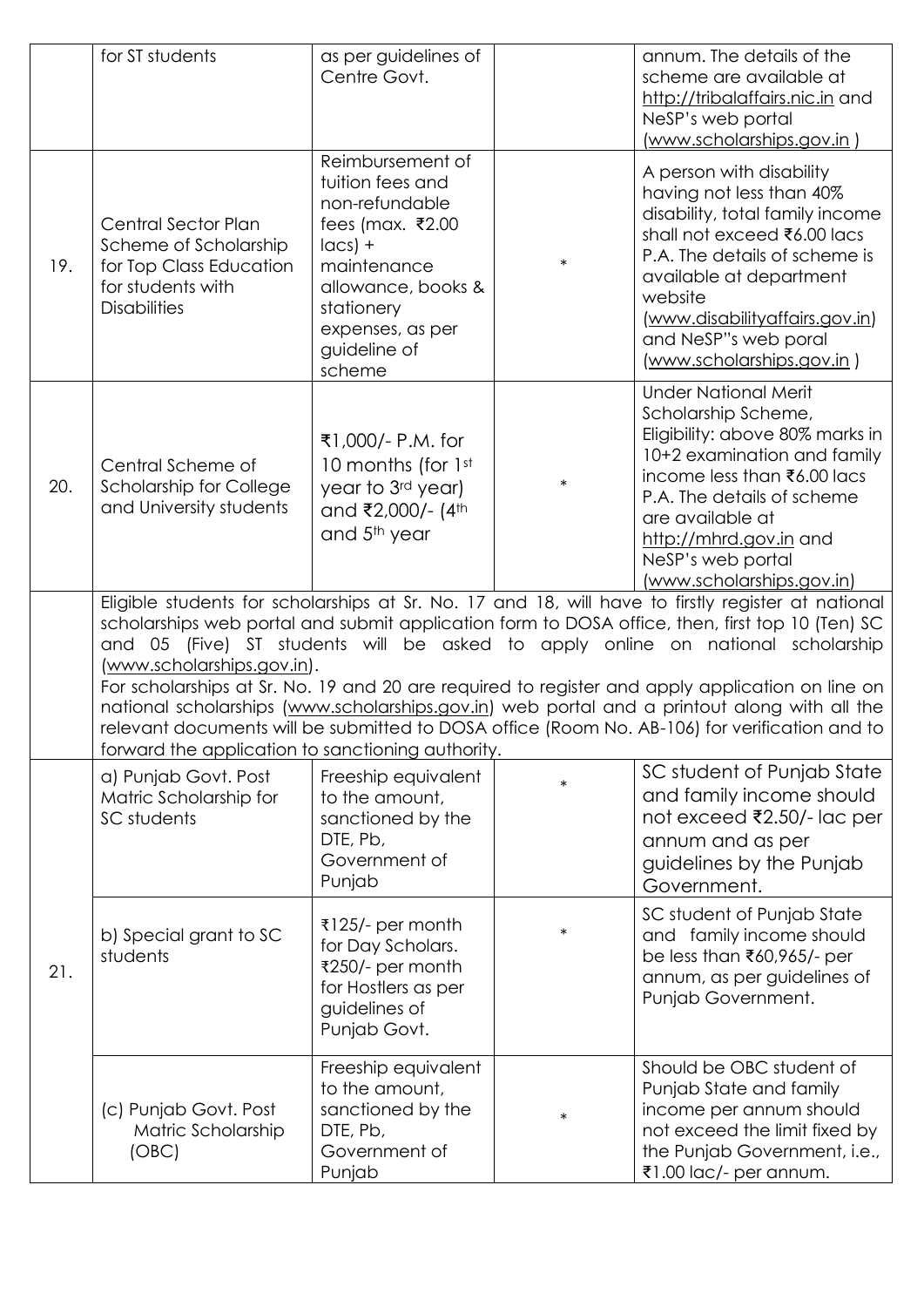| | | | | |
|---|---|---|---|---|
| | for ST students | as per guidelines of Centre Govt. | | annum. The details of the scheme are available at http://tribalaffairs.nic.in and NeSP's web portal (www.scholarships.gov.in ) |
| 19. | Central Sector Plan Scheme of Scholarship for Top Class Education for students with Disabilities | Reimbursement of tuition fees and non-refundable fees (max. ₹2.00 lacs) + maintenance allowance, books & stationery expenses, as per guideline of scheme | * | A person with disability having not less than 40% disability, total family income shall not exceed ₹6.00 lacs P.A. The details of scheme is available at department website (www.disabilityaffairs.gov.in) and NeSP"s web poral (www.scholarships.gov.in ) |
| 20. | Central Scheme of Scholarship for College and University students | ₹1,000/- P.M. for 10 months (for 1st year to 3rd year) and ₹2,000/- (4th and 5th year | * | Under National Merit Scholarship Scheme, Eligibility: above 80% marks in 10+2 examination and family income less than ₹6.00 lacs P.A. The details of scheme are available at http://mhrd.gov.in and NeSP's web portal (www.scholarships.gov.in) |
| | Eligible students for scholarships at Sr. No. 17 and 18, will have to firstly register at national scholarships web portal and submit application form to DOSA office, then, first top 10 (Ten) SC and 05 (Five) ST students will be asked to apply online on national scholarship (www.scholarships.gov.in). For scholarships at Sr. No. 19 and 20 are required to register and apply application on line on national scholarships (www.scholarships.gov.in) web portal and a printout along with all the relevant documents will be submitted to DOSA office (Room No. AB-106) for verification and to forward the application to sanctioning authority. | | | |
| 21. | a) Punjab Govt. Post Matric Scholarship for SC students | Freeship equivalent to the amount, sanctioned by the DTE, Pb, Government of Punjab | * | SC student of Punjab State and family income should not exceed ₹2.50/- lac per annum and as per guidelines by the Punjab Government. |
| | b) Special grant to SC students | ₹125/- per month for Day Scholars. ₹250/- per month for Hostlers as per guidelines of Punjab Govt. | * | SC student of Punjab State and family income should be less than ₹60,965/- per annum, as per guidelines of Punjab Government. |
| | (c) Punjab Govt. Post Matric Scholarship (OBC) | Freeship equivalent to the amount, sanctioned by the DTE, Pb, Government of Punjab | * | Should be OBC student of Punjab State and family income per annum should not exceed the limit fixed by the Punjab Government, i.e., ₹1.00 lac/- per annum. |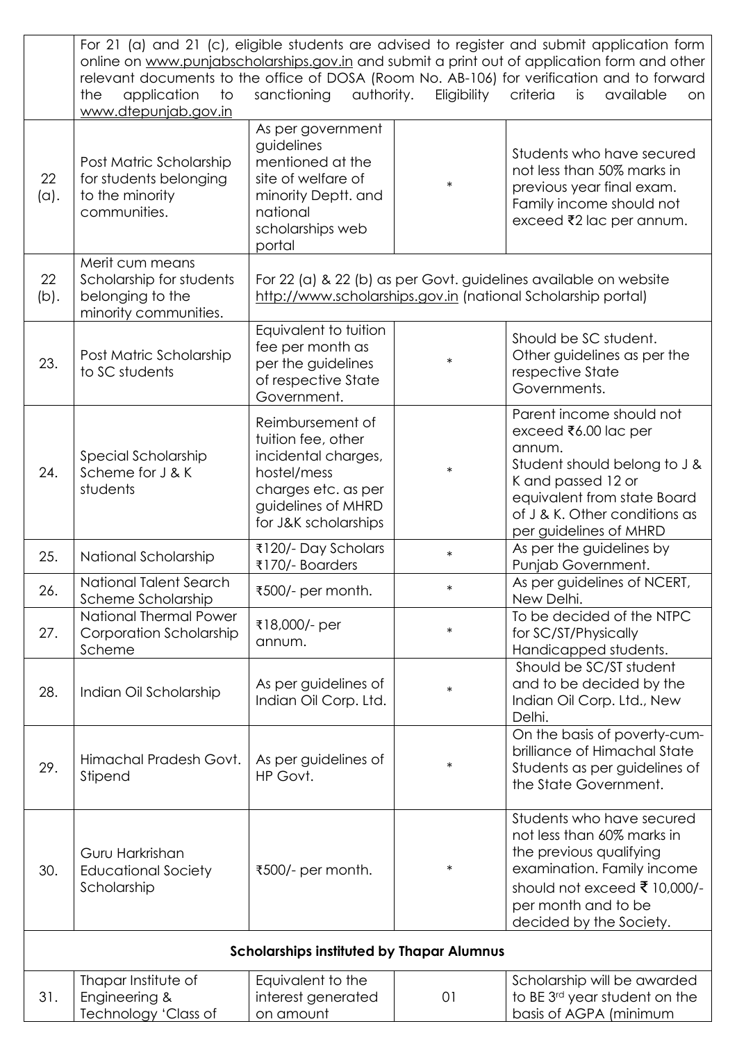| | | | | |
|---|---|---|---|---|
| | For 21 (a) and 21 (c), eligible students are advised to register and submit application form online on www.punjabscholarships.gov.in and submit a print out of application form and other relevant documents to the office of DOSA (Room No. AB-106) for verification and to forward the application to sanctioning authority. Eligibility criteria is available on www.dtepunjab.gov.in | | | |
| 22 (a). | Post Matric Scholarship for students belonging to the minority communities. | As per government guidelines mentioned at the site of welfare of minority Deptt. and national scholarships web portal | * | Students who have secured not less than 50% marks in previous year final exam. Family income should not exceed ₹2 lac per annum. |
| 22 (b). | Merit cum means Scholarship for students belonging to the minority communities. | For 22 (a) & 22 (b) as per Govt. guidelines available on website http://www.scholarships.gov.in (national Scholarship portal) | | |
| 23. | Post Matric Scholarship to SC students | Equivalent to tuition fee per month as per the guidelines of respective State Government. | * | Should be SC student. Other guidelines as per the respective State Governments. |
| 24. | Special Scholarship Scheme for J & K students | Reimbursement of tuition fee, other incidental charges, hostel/mess charges etc. as per guidelines of MHRD for J&K scholarships | * | Parent income should not exceed ₹6.00 lac per annum. Student should belong to J & K and passed 12 or equivalent from state Board of J & K. Other conditions as per guidelines of MHRD |
| 25. | National Scholarship | ₹120/- Day Scholars ₹170/- Boarders | * | As per the guidelines by Punjab Government. |
| 26. | National Talent Search Scheme Scholarship | ₹500/- per month. | * | As per guidelines of NCERT, New Delhi. |
| 27. | National Thermal Power Corporation Scholarship Scheme | ₹18,000/- per annum. | * | To be decided of the NTPC for SC/ST/Physically Handicapped students. |
| 28. | Indian Oil Scholarship | As per guidelines of Indian Oil Corp. Ltd. | * | Should be SC/ST student and to be decided by the Indian Oil Corp. Ltd., New Delhi. |
| 29. | Himachal Pradesh Govt. Stipend | As per guidelines of HP Govt. | * | On the basis of poverty-cum-brilliance of Himachal State Students as per guidelines of the State Government. |
| 30. | Guru Harkrishan Educational Society Scholarship | ₹500/- per month. | * | Students who have secured not less than 60% marks in the previous qualifying examination. Family income should not exceed ₹ 10,000/- per month and to be decided by the Society. |
| | **Scholarships instituted by Thapar Alumnus** | | | |
| 31. | Thapar Institute of Engineering & Technology 'Class of | Equivalent to the interest generated on amount | 01 | Scholarship will be awarded to BE 3rd year student on the basis of AGPA (minimum |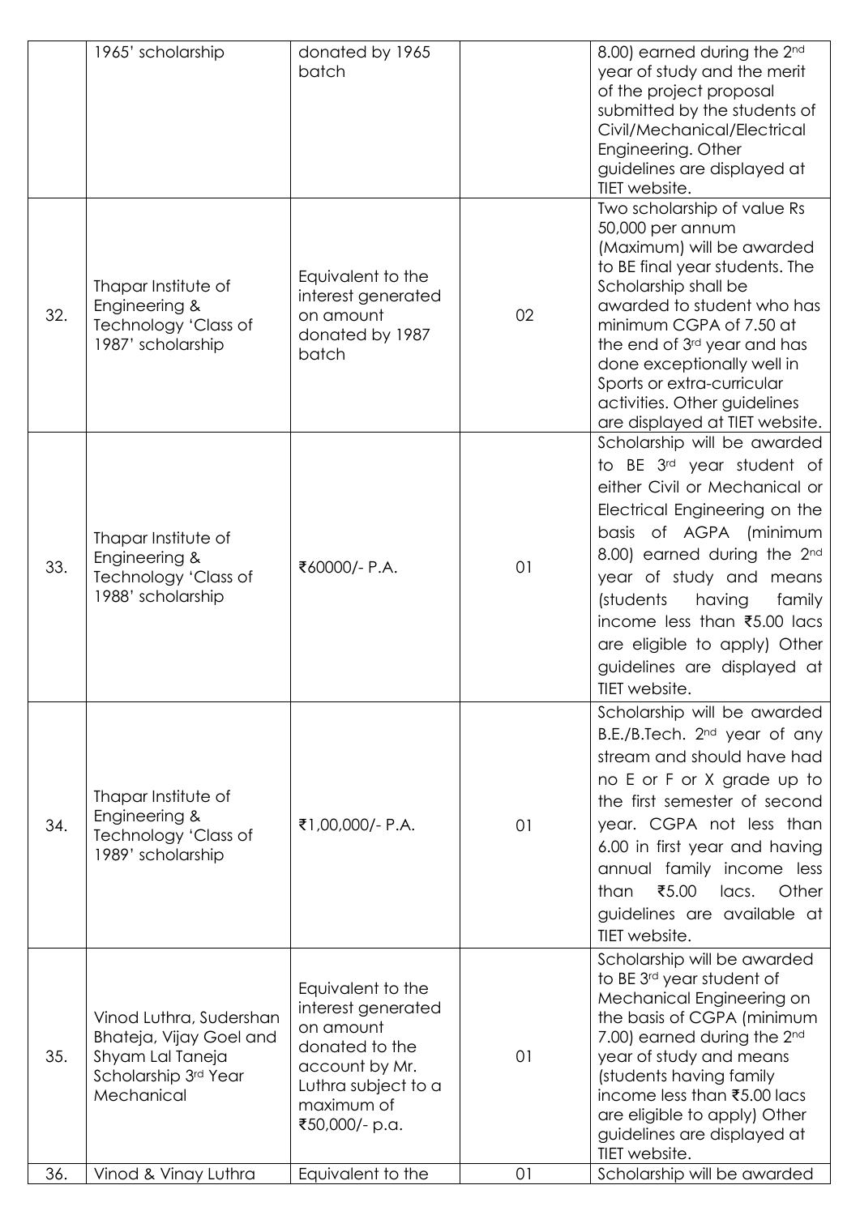|  | 1965' scholarship | donated by 1965 batch |  | 8.00) earned during the 2nd year of study and the merit of the project proposal submitted by the students of Civil/Mechanical/Electrical Engineering. Other guidelines are displayed at TIET website. |
|---|---|---|---|---|
| 32. | Thapar Institute of Engineering & Technology 'Class of 1987' scholarship | Equivalent to the interest generated on amount donated by 1987 batch | 02 | Two scholarship of value Rs 50,000 per annum (Maximum) will be awarded to BE final year students. The Scholarship shall be awarded to student who has minimum CGPA of 7.50 at the end of 3rd year and has done exceptionally well in Sports or extra-curricular activities. Other guidelines are displayed at TIET website. |
| 33. | Thapar Institute of Engineering & Technology 'Class of 1988' scholarship | ₹60000/- P.A. | 01 | Scholarship will be awarded to BE 3rd year student of either Civil or Mechanical or Electrical Engineering on the basis of AGPA (minimum 8.00) earned during the 2nd year of study and means (students having family income less than ₹5.00 lacs are eligible to apply) Other guidelines are displayed at TIET website. |
| 34. | Thapar Institute of Engineering & Technology 'Class of 1989' scholarship | ₹1,00,000/- P.A. | 01 | Scholarship will be awarded B.E./B.Tech. 2nd year of any stream and should have had no E or F or X grade up to the first semester of second year. CGPA not less than 6.00 in first year and having annual family income less than ₹5.00 lacs. Other guidelines are available at TIET website. |
| 35. | Vinod Luthra, Sudershan Bhateja, Vijay Goel and Shyam Lal Taneja Scholarship 3rd Year Mechanical | Equivalent to the interest generated on amount donated to the account by Mr. Luthra subject to a maximum of ₹50,000/- p.a. | 01 | Scholarship will be awarded to BE 3rd year student of Mechanical Engineering on the basis of CGPA (minimum 7.00) earned during the 2nd year of study and means (students having family income less than ₹5.00 lacs are eligible to apply) Other guidelines are displayed at TIET website. |
| 36. | Vinod & Vinay Luthra | Equivalent to the | 01 | Scholarship will be awarded |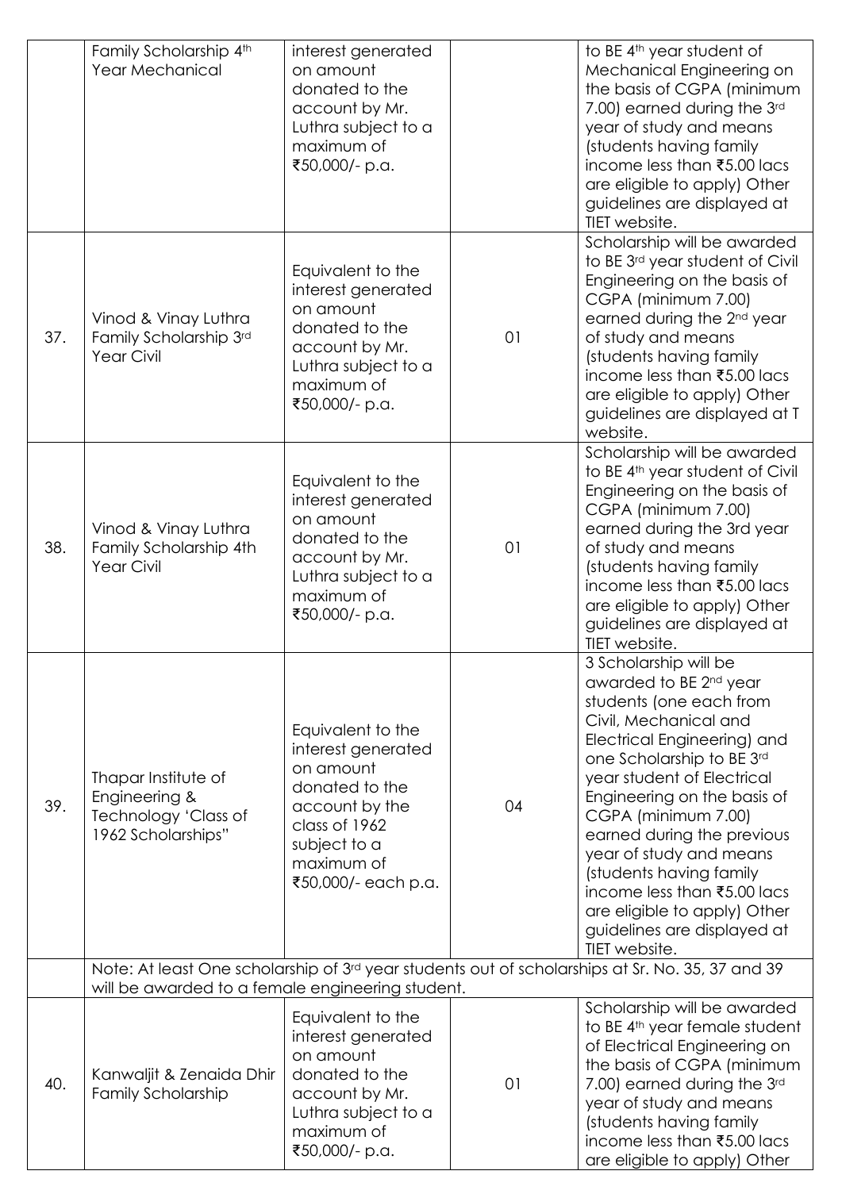|  | Family Scholarship 4th Year Mechanical | interest generated on amount donated to the account by Mr. Luthra subject to a maximum of ₹50,000/- p.a. |  | to BE 4th year student of Mechanical Engineering on the basis of CGPA (minimum 7.00) earned during the 3rd year of study and means (students having family income less than ₹5.00 lacs are eligible to apply) Other guidelines are displayed at TIET website. |
|---|---|---|---|---|
| 37. | Vinod & Vinay Luthra Family Scholarship 3rd Year Civil | Equivalent to the interest generated on amount donated to the account by Mr. Luthra subject to a maximum of ₹50,000/- p.a. | 01 | Scholarship will be awarded to BE 3rd year student of Civil Engineering on the basis of CGPA (minimum 7.00) earned during the 2nd year of study and means (students having family income less than ₹5.00 lacs are eligible to apply) Other guidelines are displayed at T website. |
| 38. | Vinod & Vinay Luthra Family Scholarship 4th Year Civil | Equivalent to the interest generated on amount donated to the account by Mr. Luthra subject to a maximum of ₹50,000/- p.a. | 01 | Scholarship will be awarded to BE 4th year student of Civil Engineering on the basis of CGPA (minimum 7.00) earned during the 3rd year of study and means (students having family income less than ₹5.00 lacs are eligible to apply) Other guidelines are displayed at TIET website. |
| 39. | Thapar Institute of Engineering & Technology 'Class of 1962 Scholarships" | Equivalent to the interest generated on amount donated to the account by the class of 1962 subject to a maximum of ₹50,000/- each p.a. | 04 | 3 Scholarship will be awarded to BE 2nd year students (one each from Civil, Mechanical and Electrical Engineering) and one Scholarship to BE 3rd year student of Electrical Engineering on the basis of CGPA (minimum 7.00) earned during the previous year of study and means (students having family income less than ₹5.00 lacs are eligible to apply) Other guidelines are displayed at TIET website. |
|  | Note: At least One scholarship of 3rd year students out of scholarships at Sr. No. 35, 37 and 39 will be awarded to a female engineering student. |  |  |  |
| 40. | Kanwaljit & Zenaida Dhir Family Scholarship | Equivalent to the interest generated on amount donated to the account by Mr. Luthra subject to a maximum of ₹50,000/- p.a. | 01 | Scholarship will be awarded to BE 4th year female student of Electrical Engineering on the basis of CGPA (minimum 7.00) earned during the 3rd year of study and means (students having family income less than ₹5.00 lacs are eligible to apply) Other |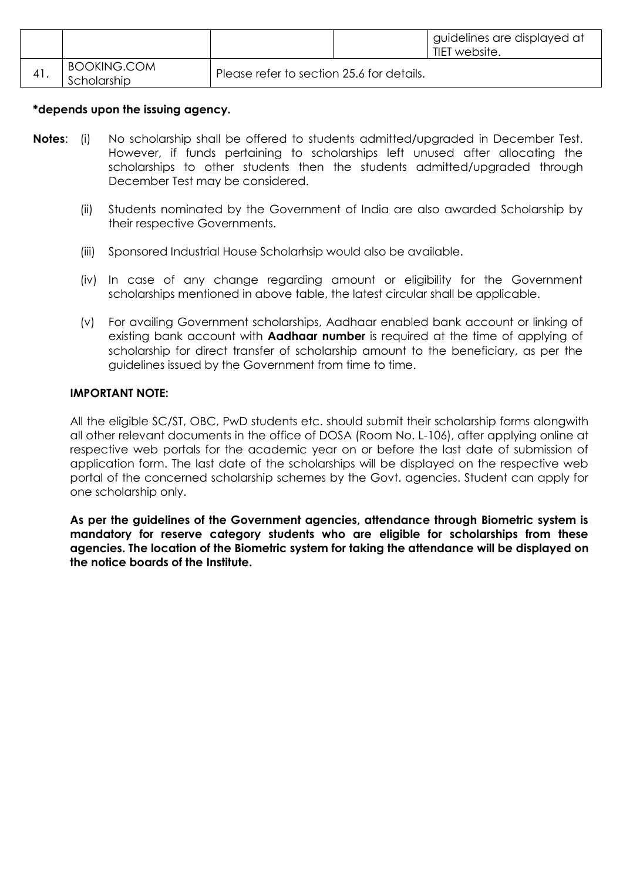| | | | | |
|---|---|---|---|---|
| | | | | guidelines are displayed at TIET website. |
| 41. | BOOKING.COM Scholarship | Please refer to section 25.6 for details. | | |

**\*depends upon the issuing agency.**

**Notes**:

(i) No scholarship shall be offered to students admitted/upgraded in December Test. However, if funds pertaining to scholarships left unused after allocating the scholarships to other students then the students admitted/upgraded through December Test may be considered.

(ii) Students nominated by the Government of India are also awarded Scholarship by their respective Governments.

(iii) Sponsored Industrial House Scholarhsip would also be available.

(iv) In case of any change regarding amount or eligibility for the Government scholarships mentioned in above table, the latest circular shall be applicable.

(v) For availing Government scholarships, Aadhaar enabled bank account or linking of existing bank account with **Aadhaar number** is required at the time of applying of scholarship for direct transfer of scholarship amount to the beneficiary, as per the guidelines issued by the Government from time to time.

**IMPORTANT NOTE:**

All the eligible SC/ST, OBC, PwD students etc. should submit their scholarship forms alongwith all other relevant documents in the office of DOSA (Room No. L-106), after applying online at respective web portals for the academic year on or before the last date of submission of application form. The last date of the scholarships will be displayed on the respective web portal of the concerned scholarship schemes by the Govt. agencies. Student can apply for one scholarship only.

**As per the guidelines of the Government agencies, attendance through Biometric system is mandatory for reserve category students who are eligible for scholarships from these agencies. The location of the Biometric system for taking the attendance will be displayed on the notice boards of the Institute.**